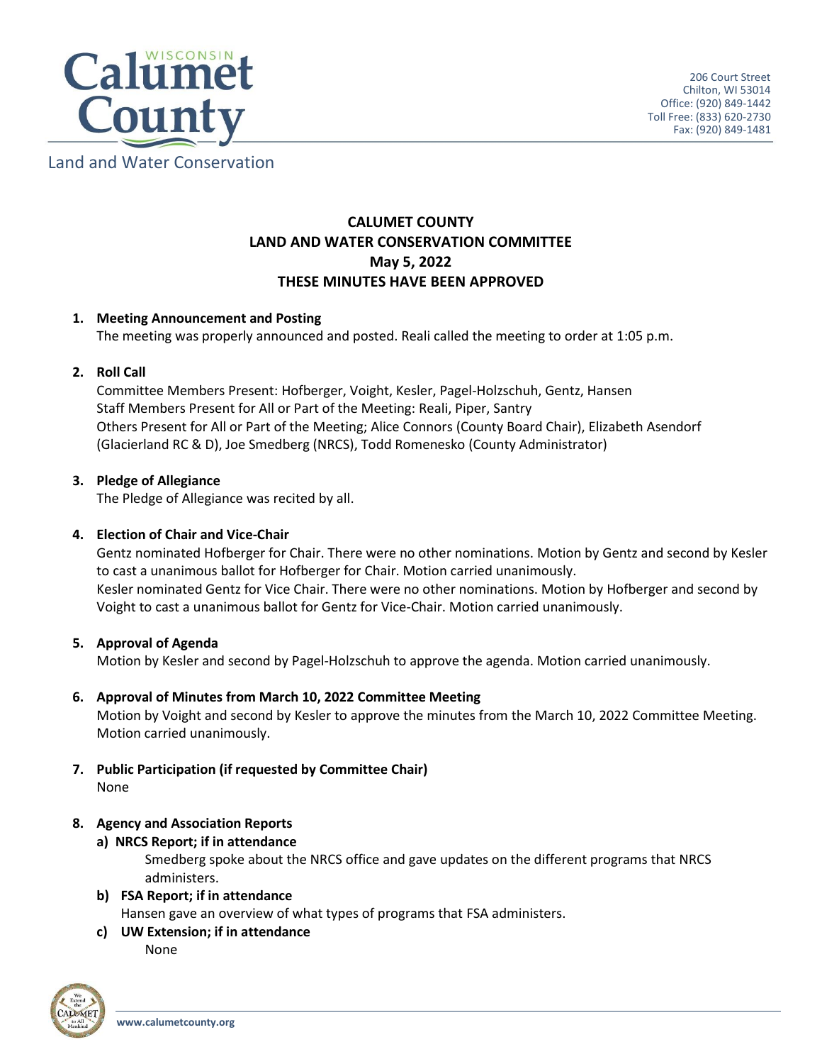Calumet County Land and Water Conservation

206 Court Street
Chilton, WI 53014
Office: (920) 849-1442
Toll Free: (833) 620-2730
Fax: (920) 849-1481

# CALUMET COUNTY
# LAND AND WATER CONSERVATION COMMITTEE
## May 5, 2022
## THESE MINUTES HAVE BEEN APPROVED

1. **Meeting Announcement and Posting**
   The meeting was properly announced and posted. Reali called the meeting to order at 1:05 p.m.

2. **Roll Call**
   Committee Members Present: Hofberger, Voight, Kesler, Pagel-Holzschuh, Gentz, Hansen
   Staff Members Present for All or Part of the Meeting: Reali, Piper, Santry
   Others Present for All or Part of the Meeting; Alice Connors (County Board Chair), Elizabeth Asendorf (Glacierland RC & D), Joe Smedberg (NRCS), Todd Romenesko (County Administrator)

3. **Pledge of Allegiance**
   The Pledge of Allegiance was recited by all.

4. **Election of Chair and Vice-Chair**
   Gentz nominated Hofberger for Chair. There were no other nominations. Motion by Gentz and second by Kesler to cast a unanimous ballot for Hofberger for Chair. Motion carried unanimously.
   Kesler nominated Gentz for Vice Chair. There were no other nominations. Motion by Hofberger and second by Voight to cast a unanimous ballot for Gentz for Vice-Chair. Motion carried unanimously.

5. **Approval of Agenda**
   Motion by Kesler and second by Pagel-Holzschuh to approve the agenda. Motion carried unanimously.

6. **Approval of Minutes from March 10, 2022 Committee Meeting**
   Motion by Voight and second by Kesler to approve the minutes from the March 10, 2022 Committee Meeting. Motion carried unanimously.

7. **Public Participation (if requested by Committee Chair)**
   None

8. **Agency and Association Reports**
   a) **NRCS Report; if in attendance**
      Smedberg spoke about the NRCS office and gave updates on the different programs that NRCS administers.
   b) **FSA Report; if in attendance**
      Hansen gave an overview of what types of programs that FSA administers.
   c) **UW Extension; if in attendance**
      None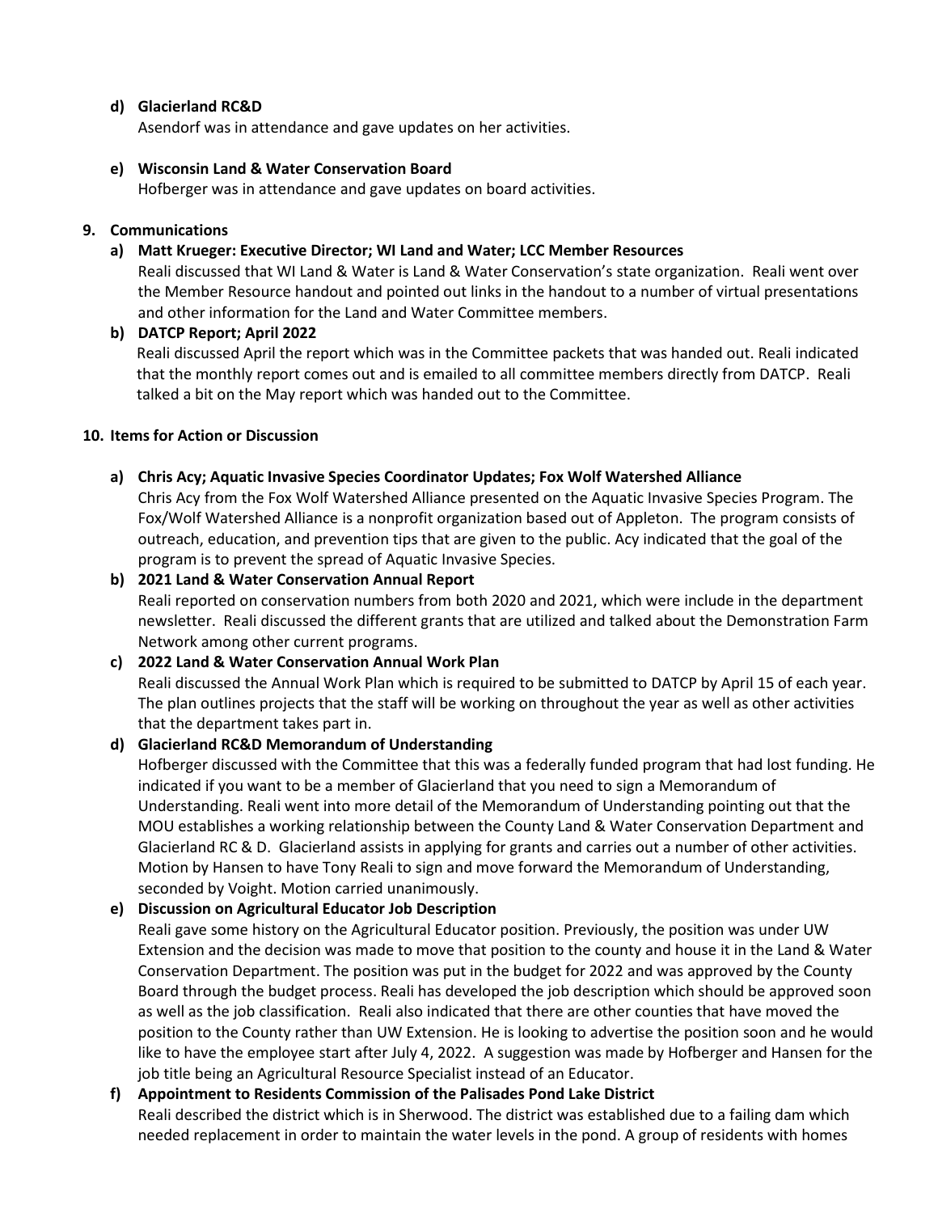**d) Glacierland RC&D**

Asendorf was in attendance and gave updates on her activities.

**e) Wisconsin Land & Water Conservation Board**

Hofberger was in attendance and gave updates on board activities.

**9. Communications**

**a) Matt Krueger: Executive Director; WI Land and Water; LCC Member Resources**

Reali discussed that WI Land & Water is Land & Water Conservation's state organization. Reali went over the Member Resource handout and pointed out links in the handout to a number of virtual presentations and other information for the Land and Water Committee members.

**b) DATCP Report; April 2022**

Reali discussed April the report which was in the Committee packets that was handed out. Reali indicated that the monthly report comes out and is emailed to all committee members directly from DATCP. Reali talked a bit on the May report which was handed out to the Committee.

**10. Items for Action or Discussion**

**a) Chris Acy; Aquatic Invasive Species Coordinator Updates; Fox Wolf Watershed Alliance**

Chris Acy from the Fox Wolf Watershed Alliance presented on the Aquatic Invasive Species Program. The Fox/Wolf Watershed Alliance is a nonprofit organization based out of Appleton. The program consists of outreach, education, and prevention tips that are given to the public. Acy indicated that the goal of the program is to prevent the spread of Aquatic Invasive Species.

**b) 2021 Land & Water Conservation Annual Report**

Reali reported on conservation numbers from both 2020 and 2021, which were include in the department newsletter. Reali discussed the different grants that are utilized and talked about the Demonstration Farm Network among other current programs.

**c) 2022 Land & Water Conservation Annual Work Plan**

Reali discussed the Annual Work Plan which is required to be submitted to DATCP by April 15 of each year. The plan outlines projects that the staff will be working on throughout the year as well as other activities that the department takes part in.

**d) Glacierland RC&D Memorandum of Understanding**

Hofberger discussed with the Committee that this was a federally funded program that had lost funding. He indicated if you want to be a member of Glacierland that you need to sign a Memorandum of Understanding. Reali went into more detail of the Memorandum of Understanding pointing out that the MOU establishes a working relationship between the County Land & Water Conservation Department and Glacierland RC & D. Glacierland assists in applying for grants and carries out a number of other activities. Motion by Hansen to have Tony Reali to sign and move forward the Memorandum of Understanding, seconded by Voight. Motion carried unanimously.

**e) Discussion on Agricultural Educator Job Description**

Reali gave some history on the Agricultural Educator position. Previously, the position was under UW Extension and the decision was made to move that position to the county and house it in the Land & Water Conservation Department. The position was put in the budget for 2022 and was approved by the County Board through the budget process. Reali has developed the job description which should be approved soon as well as the job classification. Reali also indicated that there are other counties that have moved the position to the County rather than UW Extension. He is looking to advertise the position soon and he would like to have the employee start after July 4, 2022. A suggestion was made by Hofberger and Hansen for the job title being an Agricultural Resource Specialist instead of an Educator.

**f) Appointment to Residents Commission of the Palisades Pond Lake District**

Reali described the district which is in Sherwood. The district was established due to a failing dam which needed replacement in order to maintain the water levels in the pond. A group of residents with homes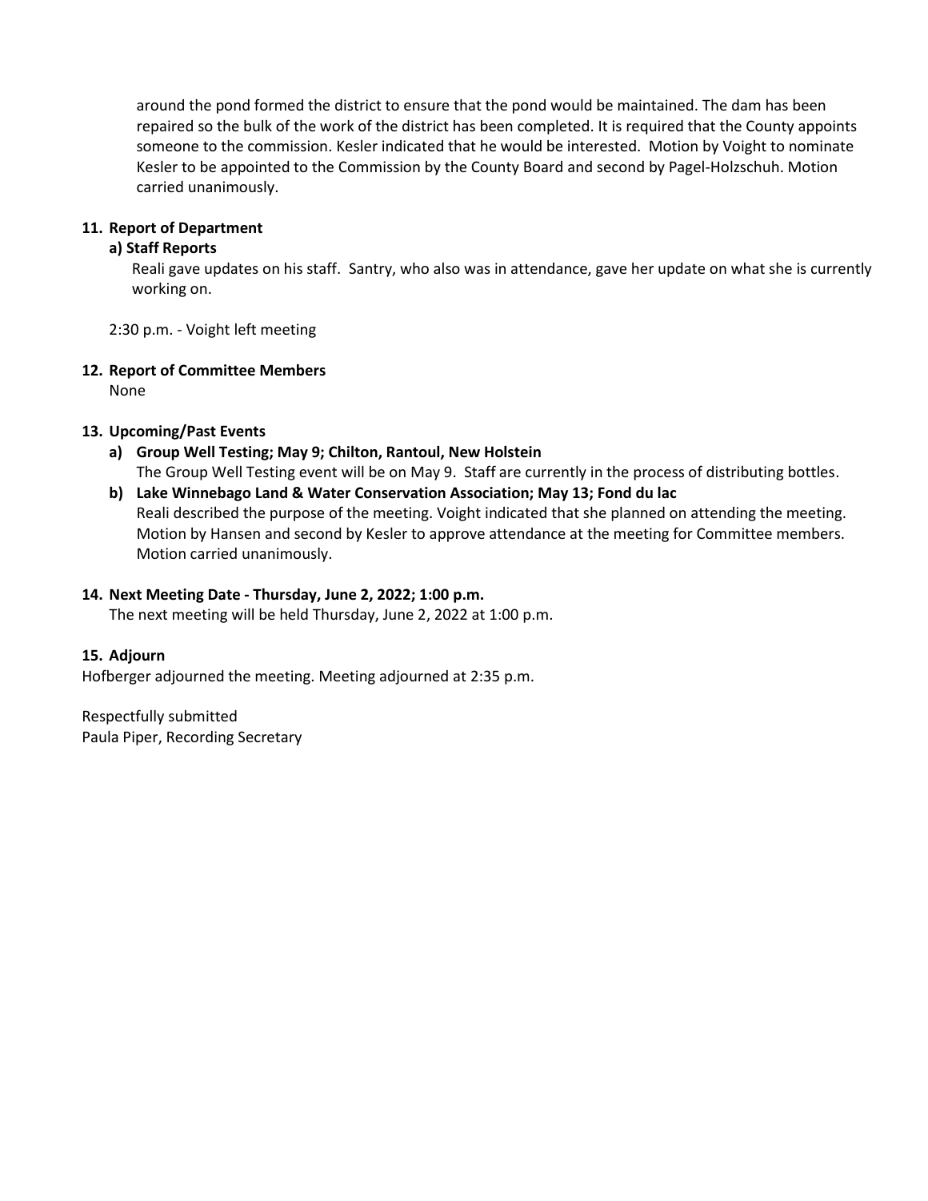around the pond formed the district to ensure that the pond would be maintained. The dam has been repaired so the bulk of the work of the district has been completed. It is required that the County appoints someone to the commission. Kesler indicated that he would be interested. Motion by Voight to nominate Kesler to be appointed to the Commission by the County Board and second by Pagel-Holzschuh. Motion carried unanimously.

**11. Report of Department**

**a) Staff Reports**

Reali gave updates on his staff. Santry, who also was in attendance, gave her update on what she is currently working on.

2:30 p.m. - Voight left meeting

**12. Report of Committee Members**

None

**13. Upcoming/Past Events**

**a) Group Well Testing; May 9; Chilton, Rantoul, New Holstein**

The Group Well Testing event will be on May 9. Staff are currently in the process of distributing bottles.

**b) Lake Winnebago Land & Water Conservation Association; May 13; Fond du lac**

Reali described the purpose of the meeting. Voight indicated that she planned on attending the meeting. Motion by Hansen and second by Kesler to approve attendance at the meeting for Committee members. Motion carried unanimously.

**14. Next Meeting Date - Thursday, June 2, 2022; 1:00 p.m.**

The next meeting will be held Thursday, June 2, 2022 at 1:00 p.m.

**15. Adjourn**

Hofberger adjourned the meeting. Meeting adjourned at 2:35 p.m.

Respectfully submitted
Paula Piper, Recording Secretary